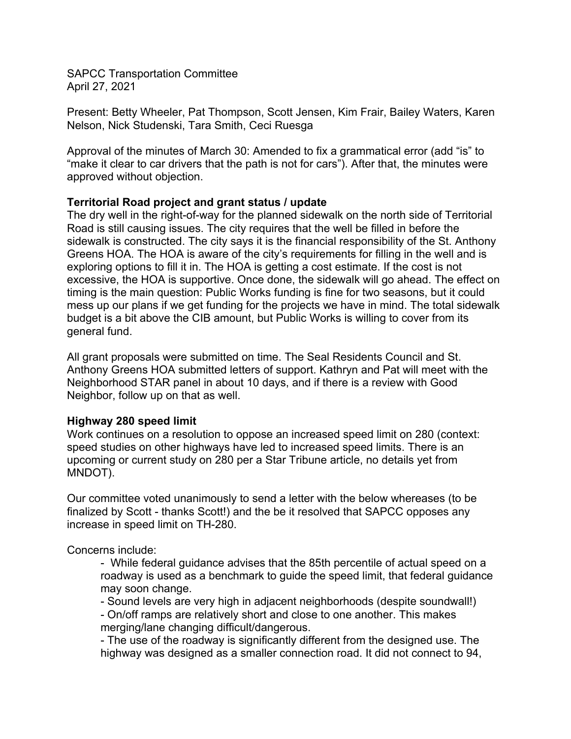SAPCC Transportation Committee
April 27, 2021

Present: Betty Wheeler, Pat Thompson, Scott Jensen, Kim Frair, Bailey Waters, Karen Nelson, Nick Studenski, Tara Smith, Ceci Ruesga

Approval of the minutes of March 30: Amended to fix a grammatical error (add "is" to "make it clear to car drivers that the path is not for cars"). After that, the minutes were approved without objection.

**Territorial Road project and grant status / update**

The dry well in the right-of-way for the planned sidewalk on the north side of Territorial Road is still causing issues. The city requires that the well be filled in before the sidewalk is constructed. The city says it is the financial responsibility of the St. Anthony Greens HOA. The HOA is aware of the city's requirements for filling in the well and is exploring options to fill it in. The HOA is getting a cost estimate. If the cost is not excessive, the HOA is supportive. Once done, the sidewalk will go ahead. The effect on timing is the main question: Public Works funding is fine for two seasons, but it could mess up our plans if we get funding for the projects we have in mind. The total sidewalk budget is a bit above the CIB amount, but Public Works is willing to cover from its general fund.

All grant proposals were submitted on time. The Seal Residents Council and St. Anthony Greens HOA submitted letters of support. Kathryn and Pat will meet with the Neighborhood STAR panel in about 10 days, and if there is a review with Good Neighbor, follow up on that as well.

**Highway 280 speed limit**

Work continues on a resolution to oppose an increased speed limit on 280 (context: speed studies on other highways have led to increased speed limits. There is an upcoming or current study on 280 per a Star Tribune article, no details yet from MNDOT).

Our committee voted unanimously to send a letter with the below whereases (to be finalized by Scott - thanks Scott!) and the be it resolved that SAPCC opposes any increase in speed limit on TH-280.

Concerns include:

- While federal guidance advises that the 85th percentile of actual speed on a roadway is used as a benchmark to guide the speed limit, that federal guidance may soon change.
- Sound levels are very high in adjacent neighborhoods (despite soundwall!)
- On/off ramps are relatively short and close to one another. This makes merging/lane changing difficult/dangerous.
- The use of the roadway is significantly different from the designed use. The highway was designed as a smaller connection road. It did not connect to 94,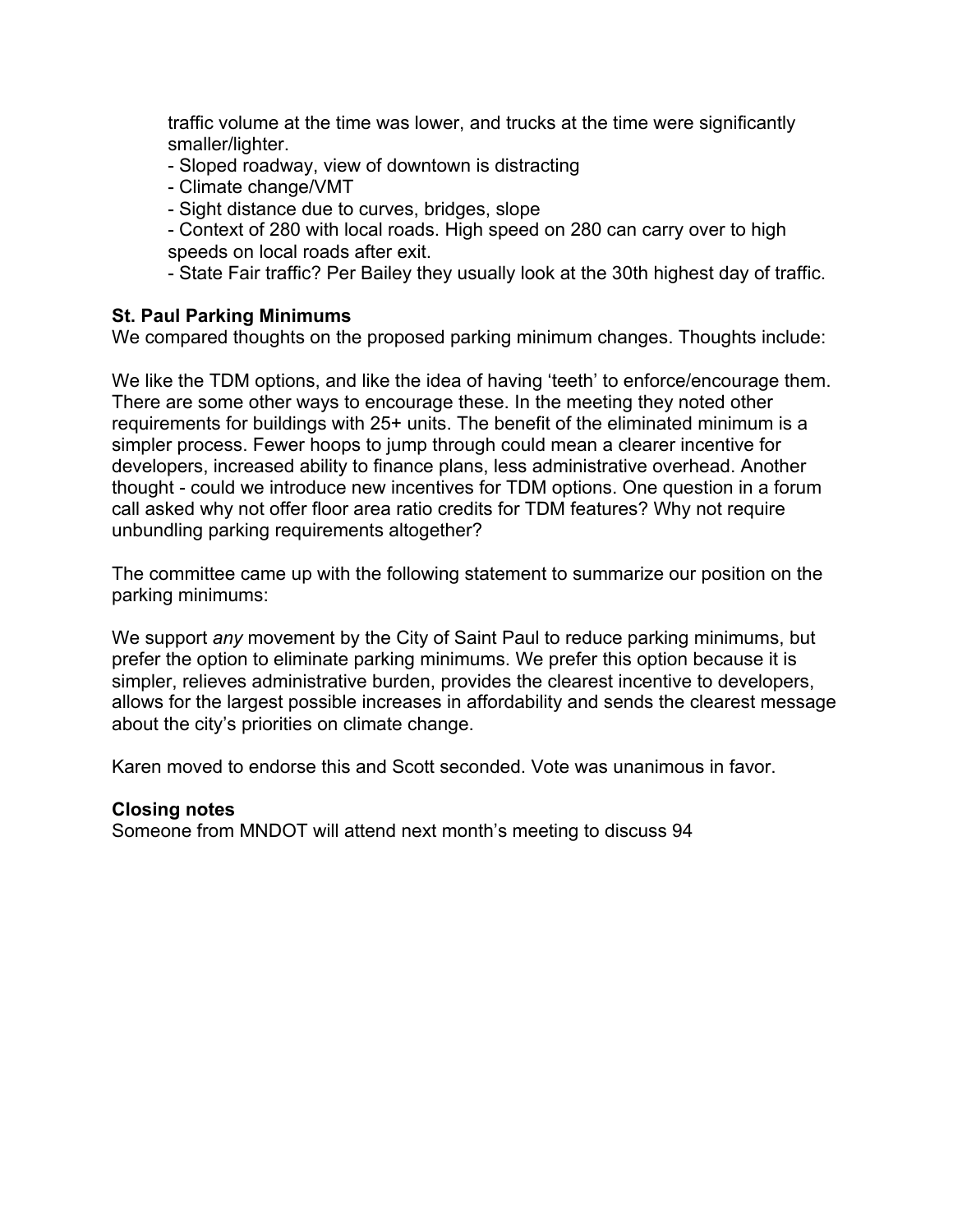traffic volume at the time was lower, and trucks at the time were significantly smaller/lighter.

- Sloped roadway, view of downtown is distracting
- Climate change/VMT
- Sight distance due to curves, bridges, slope
- Context of 280 with local roads. High speed on 280 can carry over to high speeds on local roads after exit.
- State Fair traffic? Per Bailey they usually look at the 30th highest day of traffic.

**St. Paul Parking Minimums**

We compared thoughts on the proposed parking minimum changes. Thoughts include:

We like the TDM options, and like the idea of having 'teeth' to enforce/encourage them. There are some other ways to encourage these. In the meeting they noted other requirements for buildings with 25+ units. The benefit of the eliminated minimum is a simpler process. Fewer hoops to jump through could mean a clearer incentive for developers, increased ability to finance plans, less administrative overhead. Another thought - could we introduce new incentives for TDM options. One question in a forum call asked why not offer floor area ratio credits for TDM features? Why not require unbundling parking requirements altogether?

The committee came up with the following statement to summarize our position on the parking minimums:

We support *any* movement by the City of Saint Paul to reduce parking minimums, but prefer the option to eliminate parking minimums. We prefer this option because it is simpler, relieves administrative burden, provides the clearest incentive to developers, allows for the largest possible increases in affordability and sends the clearest message about the city's priorities on climate change.

Karen moved to endorse this and Scott seconded. Vote was unanimous in favor.

**Closing notes**

Someone from MNDOT will attend next month's meeting to discuss 94